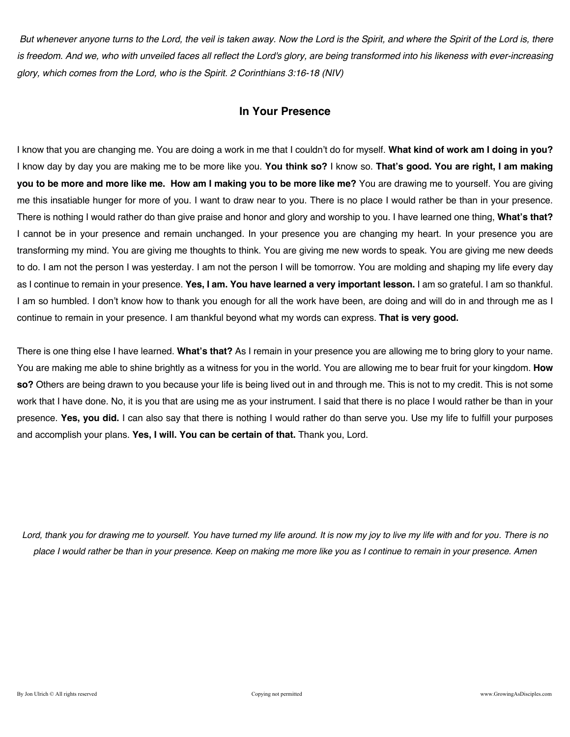*But whenever anyone turns to the Lord, the veil is taken away. Now the Lord is the Spirit, and where the Spirit of the Lord is, there is freedom. And we, who with unveiled faces all reflect the Lord's glory, are being transformed into his likeness with ever-increasing glory, which comes from the Lord, who is the Spirit. 2 Corinthians 3:16-18 (NIV)*

## In Your Presence

I know that you are changing me. You are doing a work in me that I couldn't do for myself. **What kind of work am I doing in you?** I know day by day you are making me to be more like you. **You think so?** I know so. **That's good. You are right, I am making you to be more and more like me. How am I making you to be more like me?** You are drawing me to yourself. You are giving me this insatiable hunger for more of you. I want to draw near to you. There is no place I would rather be than in your presence. There is nothing I would rather do than give praise and honor and glory and worship to you. I have learned one thing, **What's that?** I cannot be in your presence and remain unchanged. In your presence you are changing my heart. In your presence you are transforming my mind. You are giving me thoughts to think. You are giving me new words to speak. You are giving me new deeds to do. I am not the person I was yesterday. I am not the person I will be tomorrow. You are molding and shaping my life every day as I continue to remain in your presence. **Yes, I am. You have learned a very important lesson.** I am so grateful. I am so thankful. I am so humbled. I don't know how to thank you enough for all the work have been, are doing and will do in and through me as I continue to remain in your presence. I am thankful beyond what my words can express. **That is very good.**

There is one thing else I have learned. **What's that?** As I remain in your presence you are allowing me to bring glory to your name. You are making me able to shine brightly as a witness for you in the world. You are allowing me to bear fruit for your kingdom. **How so?** Others are being drawn to you because your life is being lived out in and through me. This is not to my credit. This is not some work that I have done. No, it is you that are using me as your instrument. I said that there is no place I would rather be than in your presence. **Yes, you did.** I can also say that there is nothing I would rather do than serve you. Use my life to fulfill your purposes and accomplish your plans. **Yes, I will. You can be certain of that.** Thank you, Lord.

*Lord, thank you for drawing me to yourself. You have turned my life around. It is now my joy to live my life with and for you. There is no place I would rather be than in your presence. Keep on making me more like you as I continue to remain in your presence. Amen*

By Jon Ulrich © All rights reserved Copying not permitted www.GrowingAsDisciples.com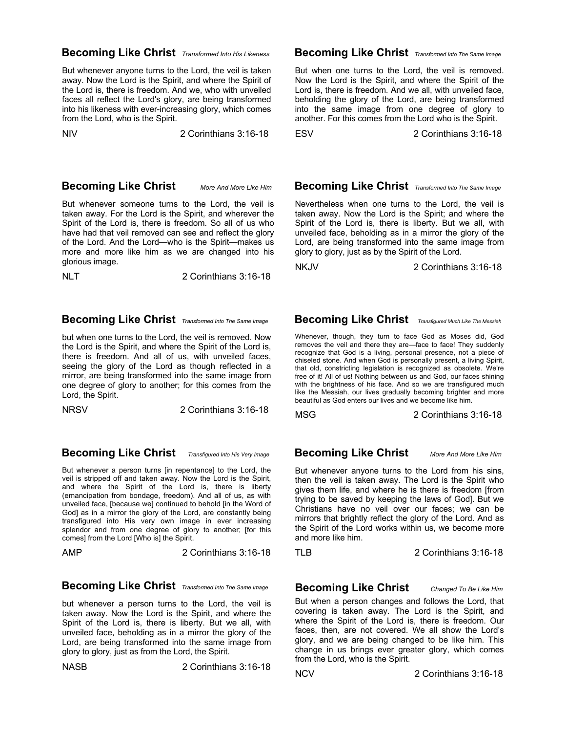## Becoming Like Christ *Transformed Into His Likeness*

But whenever anyone turns to the Lord, the veil is taken away. Now the Lord is the Spirit, and where the Spirit of the Lord is, there is freedom. And we, who with unveiled faces all reflect the Lord's glory, are being transformed into his likeness with ever-increasing glory, which comes from the Lord, who is the Spirit.

NIV 2 Corinthians 3:16-18

## Becoming Like Christ *Transformed Into The Same Image*

But when one turns to the Lord, the veil is removed. Now the Lord is the Spirit, and where the Spirit of the Lord is, there is freedom. And we all, with unveiled face, beholding the glory of the Lord, are being transformed into the same image from one degree of glory to another. For this comes from the Lord who is the Spirit.

ESV 2 Corinthians 3:16-18

## Becoming Like Christ *More And More Like Him*

But whenever someone turns to the Lord, the veil is taken away. For the Lord is the Spirit, and wherever the Spirit of the Lord is, there is freedom. So all of us who have had that veil removed can see and reflect the glory of the Lord. And the Lord—who is the Spirit—makes us more and more like him as we are changed into his glorious image.

NLT 2 Corinthians 3:16-18

## Becoming Like Christ *Transformed Into The Same Image*

Nevertheless when one turns to the Lord, the veil is taken away. Now the Lord is the Spirit; and where the Spirit of the Lord is, there is liberty. But we all, with unveiled face, beholding as in a mirror the glory of the Lord, are being transformed into the same image from glory to glory, just as by the Spirit of the Lord.

NKJV 2 Corinthians 3:16-18

## Becoming Like Christ *Transformed Into The Same Image*

but when one turns to the Lord, the veil is removed. Now the Lord is the Spirit, and where the Spirit of the Lord is, there is freedom. And all of us, with unveiled faces, seeing the glory of the Lord as though reflected in a mirror, are being transformed into the same image from one degree of glory to another; for this comes from the Lord, the Spirit.

NRSV 2 Corinthians 3:16-18

## Becoming Like Christ *Transfigured Much Like The Messiah*

Whenever, though, they turn to face God as Moses did, God removes the veil and there they are—face to face! They suddenly recognize that God is a living, personal presence, not a piece of chiseled stone. And when God is personally present, a living Spirit, that old, constricting legislation is recognized as obsolete. We're free of it! All of us! Nothing between us and God, our faces shining with the brightness of his face. And so we are transfigured much like the Messiah, our lives gradually becoming brighter and more beautiful as God enters our lives and we become like him.

MSG 2 Corinthians 3:16-18

## Becoming Like Christ *Transfigured Into His Very Image*

But whenever a person turns [in repentance] to the Lord, the veil is stripped off and taken away. Now the Lord is the Spirit, and where the Spirit of the Lord is, there is liberty (emancipation from bondage, freedom). And all of us, as with unveiled face, [because we] continued to behold [in the Word of God] as in a mirror the glory of the Lord, are constantly being transfigured into His very own image in ever increasing splendor and from one degree of glory to another; [for this comes] from the Lord [Who is] the Spirit.

AMP 2 Corinthians 3:16-18

## Becoming Like Christ *More And More Like Him*

But whenever anyone turns to the Lord from his sins, then the veil is taken away. The Lord is the Spirit who gives them life, and where he is there is freedom [from trying to be saved by keeping the laws of God]. But we Christians have no veil over our faces; we can be mirrors that brightly reflect the glory of the Lord. And as the Spirit of the Lord works within us, we become more and more like him.

TLB 2 Corinthians 3:16-18

## Becoming Like Christ *Transformed Into The Same Image*

but whenever a person turns to the Lord, the veil is taken away. Now the Lord is the Spirit, and where the Spirit of the Lord is, there is liberty. But we all, with unveiled face, beholding as in a mirror the glory of the Lord, are being transformed into the same image from glory to glory, just as from the Lord, the Spirit.

NASB 2 Corinthians 3:16-18

## Becoming Like Christ *Changed To Be Like Him*

But when a person changes and follows the Lord, that covering is taken away. The Lord is the Spirit, and where the Spirit of the Lord is, there is freedom. Our faces, then, are not covered. We all show the Lord's glory, and we are being changed to be like him. This change in us brings ever greater glory, which comes from the Lord, who is the Spirit.

NCV 2 Corinthians 3:16-18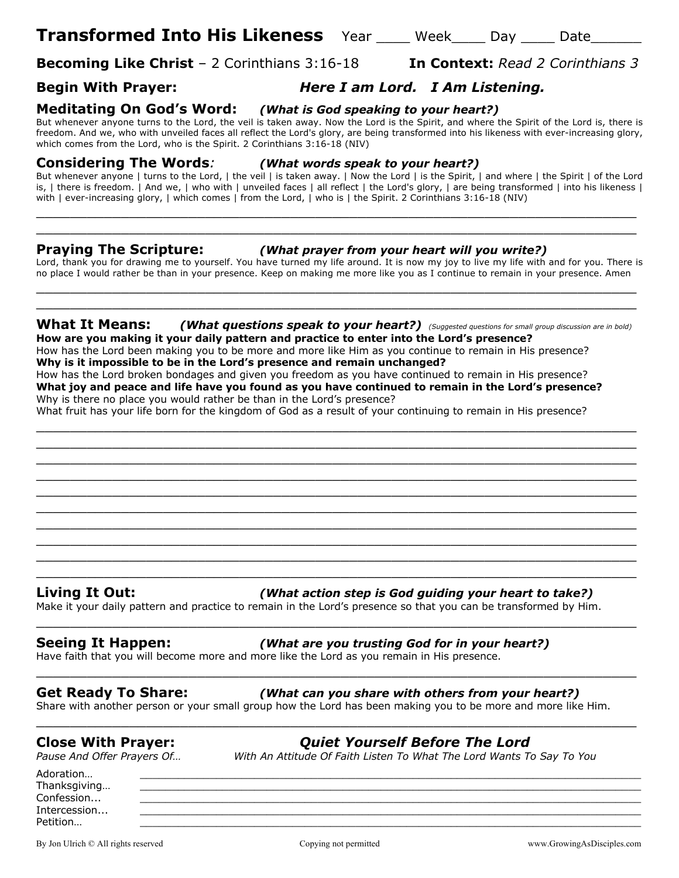# Transformed Into His Likeness Year ____ Week____ Day ____ Date______

**Becoming Like Christ** – 2 Corinthians 3:16-18 **In Context:** *Read 2 Corinthians 3*

## Begin With Prayer: *Here I am Lord. I Am Listening.*

## Meditating On God's Word: *(What is God speaking to your heart?)*

But whenever anyone turns to the Lord, the veil is taken away. Now the Lord is the Spirit, and where the Spirit of the Lord is, there is freedom. And we, who with unveiled faces all reflect the Lord's glory, are being transformed into his likeness with ever-increasing glory, which comes from the Lord, who is the Spirit. 2 Corinthians 3:16-18 (NIV)

## Considering The Words: *(What words speak to your heart?)*

But whenever anyone | turns to the Lord, | the veil | is taken away. | Now the Lord | is the Spirit, | and where | the Spirit | of the Lord is, | there is freedom. | And we, | who with | unveiled faces | all reflect | the Lord's glory, | are being transformed | into his likeness | with | ever-increasing glory, | which comes | from the Lord, | who is | the Spirit. 2 Corinthians 3:16-18 (NIV)

________________________________________________________________________________________
________________________________________________________________________________________

## Praying The Scripture: *(What prayer from your heart will you write?)*

Lord, thank you for drawing me to yourself. You have turned my life around. It is now my joy to live my life with and for you. There is no place I would rather be than in your presence. Keep on making me more like you as I continue to remain in your presence. Amen

________________________________________________________________________________________
________________________________________________________________________________________

## What It Means: *(What questions speak to your heart?)* *(Suggested questions for small group discussion are in bold)*

**How are you making it your daily pattern and practice to enter into the Lord's presence?**
How has the Lord been making you to be more and more like Him as you continue to remain in His presence?
**Why is it impossible to be in the Lord's presence and remain unchanged?**
How has the Lord broken bondages and given you freedom as you have continued to remain in His presence?
**What joy and peace and life have you found as you have continued to remain in the Lord's presence?**
Why is there no place you would rather be than in the Lord's presence?
What fruit has your life born for the kingdom of God as a result of your continuing to remain in His presence?

________________________________________________________________________________________
________________________________________________________________________________________
________________________________________________________________________________________
________________________________________________________________________________________
________________________________________________________________________________________
________________________________________________________________________________________
________________________________________________________________________________________
________________________________________________________________________________________
________________________________________________________________________________________
________________________________________________________________________________________

## Living It Out: *(What action step is God guiding your heart to take?)*

Make it your daily pattern and practice to remain in the Lord's presence so that you can be transformed by Him.

________________________________________________________________________________________

## Seeing It Happen: *(What are you trusting God for in your heart?)*

Have faith that you will become more and more like the Lord as you remain in His presence.

________________________________________________________________________________________

## Get Ready To Share: *(What can you share with others from your heart?)*

Share with another person or your small group how the Lord has been making you to be more and more like Him.

________________________________________________________________________________________

## Close With Prayer: *Quiet Yourself Before The Lord*

*Pause And Offer Prayers Of…* *With An Attitude Of Faith Listen To What The Lord Wants To Say To You*

Adoration… ____________________________________________________________________
Thanksgiving… ____________________________________________________________________
Confession... ____________________________________________________________________
Intercession... ____________________________________________________________________
Petition… ____________________________________________________________________

By Jon Ulrich © All rights reserved Copying not permitted www.GrowingAsDisciples.com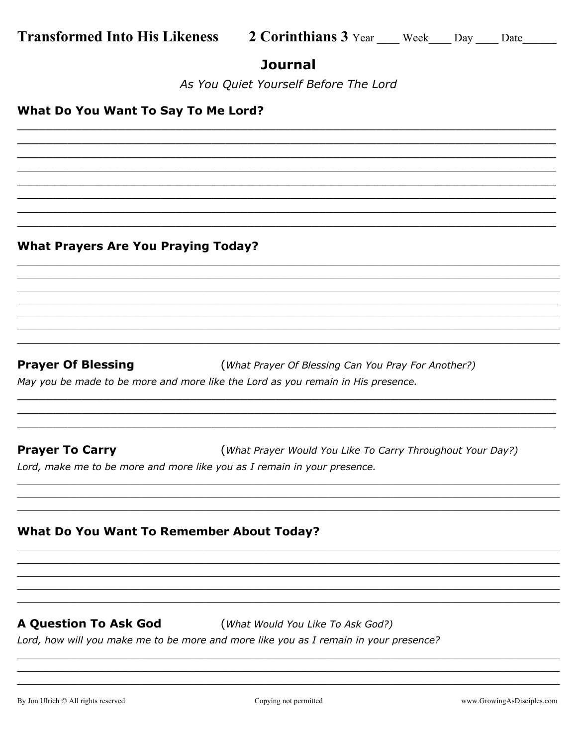**Transformed Into His Likeness** **2 Corinthians 3** Year ____ Week____ Day ____ Date______

## Journal

*As You Quiet Yourself Before The Lord*

### What Do You Want To Say To Me Lord?

________________________________________________________________________________
________________________________________________________________________________
________________________________________________________________________________
________________________________________________________________________________
________________________________________________________________________________
________________________________________________________________________________
________________________________________________________________________________
________________________________________________________________________________

### What Prayers Are You Praying Today?

________________________________________________________________________________
________________________________________________________________________________
________________________________________________________________________________
________________________________________________________________________________
________________________________________________________________________________
________________________________________________________________________________
________________________________________________________________________________

### Prayer Of Blessing

(*What Prayer Of Blessing Can You Pray For Another?*)

*May you be made to be more and more like the Lord as you remain in His presence.*

________________________________________________________________________________
________________________________________________________________________________
________________________________________________________________________________

### Prayer To Carry

(*What Prayer Would You Like To Carry Throughout Your Day?*)

*Lord, make me to be more and more like you as I remain in your presence.*

________________________________________________________________________________
________________________________________________________________________________
________________________________________________________________________________

### What Do You Want To Remember About Today?

________________________________________________________________________________
________________________________________________________________________________
________________________________________________________________________________
________________________________________________________________________________
________________________________________________________________________________

### A Question To Ask God

(*What Would You Like To Ask God?*)

*Lord, how will you make me to be more and more like you as I remain in your presence?*

________________________________________________________________________________
________________________________________________________________________________
________________________________________________________________________________

By Jon Ulrich © All rights reserved    Copying not permitted    www.GrowingAsDisciples.com